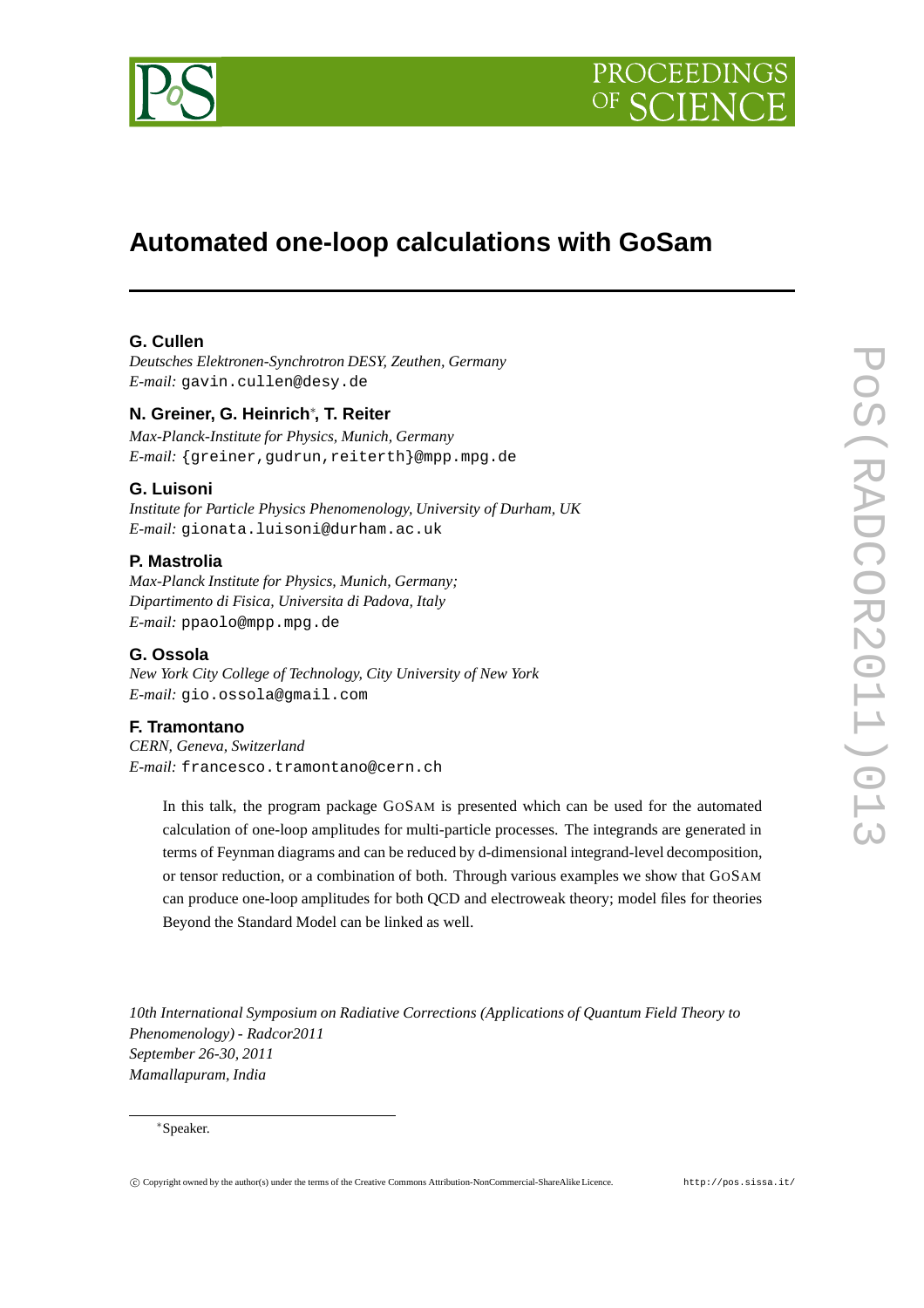# Automated one-loop calculations with GoSam

**G. Cullen**

*Deutsches Elektronen-Synchrotron DESY, Zeuthen, Germany*
*E-mail:* gavin.cullen@desy.de

**N. Greiner, G. Heinrich**[*]**, T. Reiter**

*Max-Planck-Institute for Physics, Munich, Germany*
*E-mail:* {greiner,gudrun,reiterth}@mpp.mpg.de

**G. Luisoni**

*Institute for Particle Physics Phenomenology, University of Durham, UK*
*E-mail:* gionata.luisoni@durham.ac.uk

**P. Mastrolia**

*Max-Planck Institute for Physics, Munich, Germany;*
*Dipartimento di Fisica, Universita di Padova, Italy*
*E-mail:* ppaolo@mpp.mpg.de

**G. Ossola**

*New York City College of Technology, City University of New York*
*E-mail:* gio.ossola@gmail.com

**F. Tramontano**

*CERN, Geneva, Switzerland*
*E-mail:* francesco.tramontano@cern.ch

In this talk, the program package GoSam is presented which can be used for the automated calculation of one-loop amplitudes for multi-particle processes. The integrands are generated in terms of Feynman diagrams and can be reduced by d-dimensional integrand-level decomposition, or tensor reduction, or a combination of both. Through various examples we show that GoSam can produce one-loop amplitudes for both QCD and electroweak theory; model files for theories Beyond the Standard Model can be linked as well.

*10th International Symposium on Radiative Corrections (Applications of Quantum Field Theory to Phenomenology) - Radcor2011*
*September 26-30, 2011*
*Mamallapuram, India*

[*]Speaker.

© Copyright owned by the author(s) under the terms of the Creative Commons Attribution-NonCommercial-ShareAlike Licence. http://pos.sissa.it/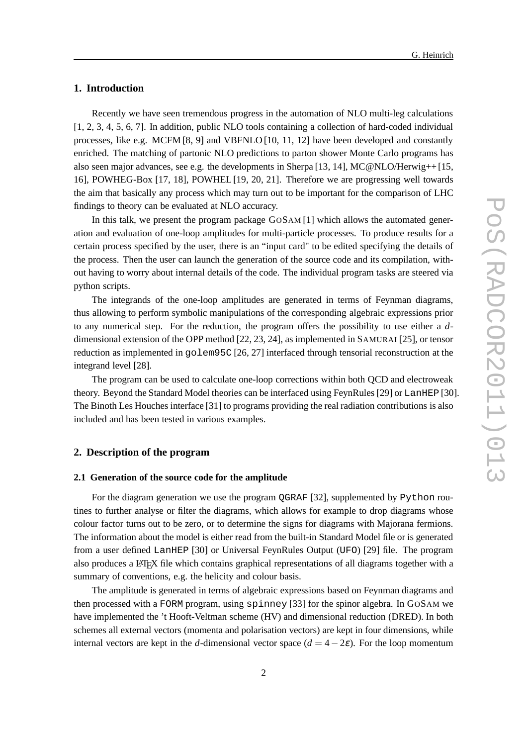## 1. Introduction

Recently we have seen tremendous progress in the automation of NLO multi-leg calculations [1, 2, 3, 4, 5, 6, 7]. In addition, public NLO tools containing a collection of hard-coded individual processes, like e.g. MCFM [8, 9] and VBFNLO [10, 11, 12] have been developed and constantly enriched. The matching of partonic NLO predictions to parton shower Monte Carlo programs has also seen major advances, see e.g. the developments in Sherpa [13, 14], MC@NLO/Herwig++ [15, 16], POWHEG-Box [17, 18], POWHEL [19, 20, 21]. Therefore we are progressing well towards the aim that basically any process which may turn out to be important for the comparison of LHC findings to theory can be evaluated at NLO accuracy.

In this talk, we present the program package GoSam [1] which allows the automated generation and evaluation of one-loop amplitudes for multi-particle processes. To produce results for a certain process specified by the user, there is an "input card" to be edited specifying the details of the process. Then the user can launch the generation of the source code and its compilation, without having to worry about internal details of the code. The individual program tasks are steered via python scripts.

The integrands of the one-loop amplitudes are generated in terms of Feynman diagrams, thus allowing to perform symbolic manipulations of the corresponding algebraic expressions prior to any numerical step. For the reduction, the program offers the possibility to use either a $d$-dimensional extension of the OPP method [22, 23, 24], as implemented in Samurai [25], or tensor reduction as implemented in `golem95C` [26, 27] interfaced through tensorial reconstruction at the integrand level [28].

The program can be used to calculate one-loop corrections within both QCD and electroweak theory. Beyond the Standard Model theories can be interfaced using FeynRules [29] or `LanHEP` [30]. The Binoth Les Houches interface [31] to programs providing the real radiation contributions is also included and has been tested in various examples.

## 2. Description of the program

### 2.1 Generation of the source code for the amplitude

For the diagram generation we use the program `QGRAF` [32], supplemented by `Python` routines to further analyse or filter the diagrams, which allows for example to drop diagrams whose colour factor turns out to be zero, or to determine the signs for diagrams with Majorana fermions. The information about the model is either read from the built-in Standard Model file or is generated from a user defined `LanHEP` [30] or Universal FeynRules Output (`UFO`) [29] file. The program also produces a LaTeX file which contains graphical representations of all diagrams together with a summary of conventions, e.g. the helicity and colour basis.

The amplitude is generated in terms of algebraic expressions based on Feynman diagrams and then processed with a `FORM` program, using `spinney` [33] for the spinor algebra. In GoSam we have implemented the 't Hooft-Veltman scheme (HV) and dimensional reduction (DRED). In both schemes all external vectors (momenta and polarisation vectors) are kept in four dimensions, while internal vectors are kept in the $d$-dimensional vector space ($d = 4 - 2\varepsilon$). For the loop momentum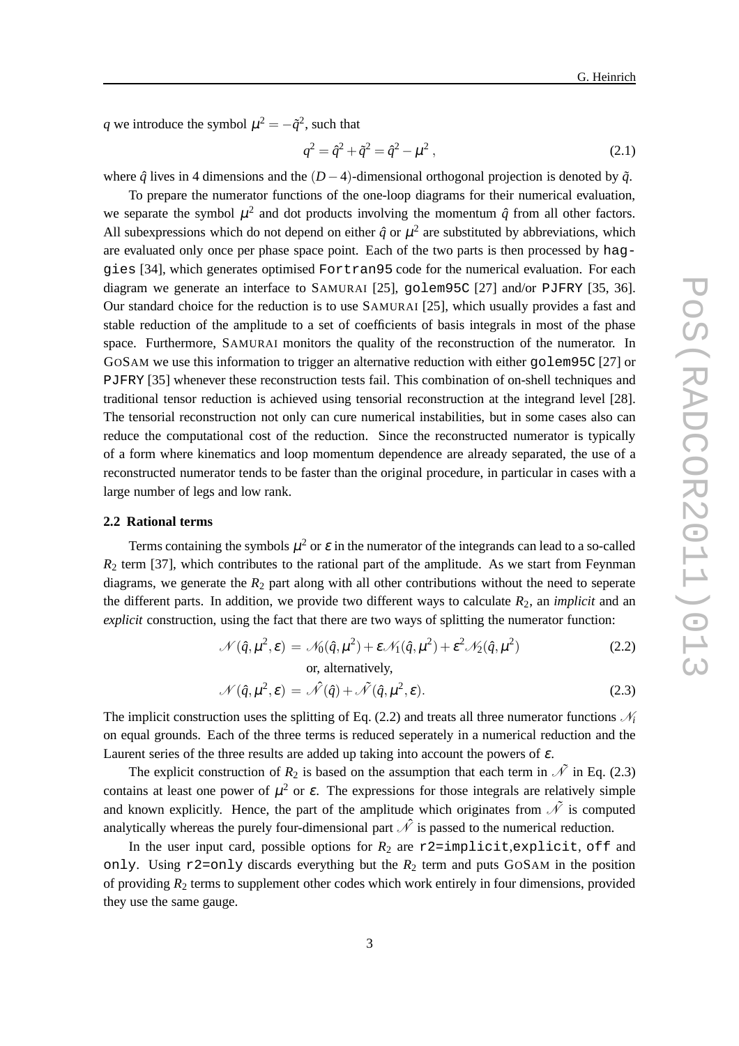$q$ we introduce the symbol $\mu^2 = -\tilde{q}^2$, such that

$$q^2 = \hat{q}^2 + \tilde{q}^2 = \hat{q}^2 - \mu^2\,, \tag{2.1}$$

where $\hat{q}$ lives in 4 dimensions and the $(D-4)$-dimensional orthogonal projection is denoted by $\tilde{q}$.

To prepare the numerator functions of the one-loop diagrams for their numerical evaluation, we separate the symbol $\mu^2$ and dot products involving the momentum $\hat{q}$ from all other factors. All subexpressions which do not depend on either $\hat{q}$ or $\mu^2$ are substituted by abbreviations, which are evaluated only once per phase space point. Each of the two parts is then processed by `haggies` [34], which generates optimised `Fortran95` code for the numerical evaluation. For each diagram we generate an interface to SAMURAI [25], `golem95C` [27] and/or `PJFRY` [35, 36]. Our standard choice for the reduction is to use SAMURAI [25], which usually provides a fast and stable reduction of the amplitude to a set of coefficients of basis integrals in most of the phase space. Furthermore, SAMURAI monitors the quality of the reconstruction of the numerator. In GOSAM we use this information to trigger an alternative reduction with either `golem95C` [27] or `PJFRY` [35] whenever these reconstruction tests fail. This combination of on-shell techniques and traditional tensor reduction is achieved using tensorial reconstruction at the integrand level [28]. The tensorial reconstruction not only can cure numerical instabilities, but in some cases also can reduce the computational cost of the reduction. Since the reconstructed numerator is typically of a form where kinematics and loop momentum dependence are already separated, the use of a reconstructed numerator tends to be faster than the original procedure, in particular in cases with a large number of legs and low rank.

### 2.2 Rational terms

Terms containing the symbols $\mu^2$ or $\varepsilon$ in the numerator of the integrands can lead to a so-called $R_2$ term [37], which contributes to the rational part of the amplitude. As we start from Feynman diagrams, we generate the $R_2$ part along with all other contributions without the need to seperate the different parts. In addition, we provide two different ways to calculate $R_2$, an *implicit* and an *explicit* construction, using the fact that there are two ways of splitting the numerator function:

$$\mathscr{N}(\hat{q},\mu^2,\varepsilon) = \mathscr{N}_0(\hat{q},\mu^2) + \varepsilon\mathscr{N}_1(\hat{q},\mu^2) + \varepsilon^2\mathscr{N}_2(\hat{q},\mu^2) \tag{2.2}$$

or, alternatively,

$$\mathscr{N}(\hat{q},\mu^2,\varepsilon) = \hat{\mathscr{N}}(\hat{q}) + \tilde{\mathscr{N}}(\hat{q},\mu^2,\varepsilon). \tag{2.3}$$

The implicit construction uses the splitting of Eq. (2.2) and treats all three numerator functions $\mathscr{N}_i$ on equal grounds. Each of the three terms is reduced seperately in a numerical reduction and the Laurent series of the three results are added up taking into account the powers of $\varepsilon$.

The explicit construction of $R_2$ is based on the assumption that each term in $\tilde{\mathscr{N}}$ in Eq. (2.3) contains at least one power of $\mu^2$ or $\varepsilon$. The expressions for those integrals are relatively simple and known explicitly. Hence, the part of the amplitude which originates from $\tilde{\mathscr{N}}$ is computed analytically whereas the purely four-dimensional part $\hat{\mathscr{N}}$ is passed to the numerical reduction.

In the user input card, possible options for $R_2$ are `r2=implicit`,`explicit`, `off` and `only`. Using `r2=only` discards everything but the $R_2$ term and puts GOSAM in the position of providing $R_2$ terms to supplement other codes which work entirely in four dimensions, provided they use the same gauge.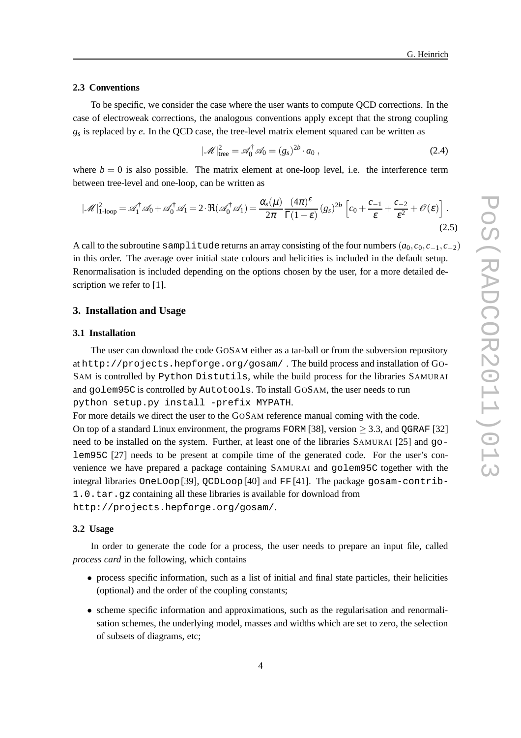### 2.3 Conventions

To be specific, we consider the case where the user wants to compute QCD corrections. In the case of electroweak corrections, the analogous conventions apply except that the strong coupling $g_s$ is replaced by $e$. In the QCD case, the tree-level matrix element squared can be written as

$$|\mathscr{M}|^2_{\text{tree}} = \mathscr{A}_0^\dagger \mathscr{A}_0 = (g_s)^{2b} \cdot a_0 \ , \tag{2.4}$$

where $b = 0$ is also possible. The matrix element at one-loop level, i.e. the interference term between tree-level and one-loop, can be written as

$$|\mathscr{M}|^2_{\text{1-loop}} = \mathscr{A}_1^\dagger \mathscr{A}_0 + \mathscr{A}_0^\dagger \mathscr{A}_1 = 2 \cdot \Re(\mathscr{A}_0^\dagger \mathscr{A}_1) = \frac{\alpha_s(\mu)}{2\pi} \frac{(4\pi)^\varepsilon}{\Gamma(1-\varepsilon)} (g_s)^{2b} \left[ c_0 + \frac{c_{-1}}{\varepsilon} + \frac{c_{-2}}{\varepsilon^2} + \mathscr{O}(\varepsilon) \right] . \tag{2.5}$$

A call to the subroutine `samplitude` returns an array consisting of the four numbers $(a_0, c_0, c_{-1}, c_{-2})$ in this order. The average over initial state colours and helicities is included in the default setup. Renormalisation is included depending on the options chosen by the user, for a more detailed description we refer to [1].

## 3. Installation and Usage

### 3.1 Installation

The user can download the code GoSam either as a tar-ball or from the subversion repository at `http://projects.hepforge.org/gosam/` . The build process and installation of GoSam is controlled by `Python Distutils`, while the build process for the libraries Samurai and `golem95C` is controlled by `Autotools`. To install GoSam, the user needs to run
`python setup.py install -prefix MYPATH`.
For more details we direct the user to the GoSam reference manual coming with the code.
On top of a standard Linux environment, the programs `FORM` [38], version $\geq 3.3$, and `QGRAF` [32] need to be installed on the system. Further, at least one of the libraries Samurai [25] and `golem95C` [27] needs to be present at compile time of the generated code. For the user's convenience we have prepared a package containing Samurai and `golem95C` together with the integral libraries `OneLOop`[39], `QCDLoop`[40] and `FF`[41]. The package `gosam-contrib-1.0.tar.gz` containing all these libraries is available for download from
`http://projects.hepforge.org/gosam/`.

### 3.2 Usage

In order to generate the code for a process, the user needs to prepare an input file, called *process card* in the following, which contains

- process specific information, such as a list of initial and final state particles, their helicities (optional) and the order of the coupling constants;
- scheme specific information and approximations, such as the regularisation and renormalisation schemes, the underlying model, masses and widths which are set to zero, the selection of subsets of diagrams, etc;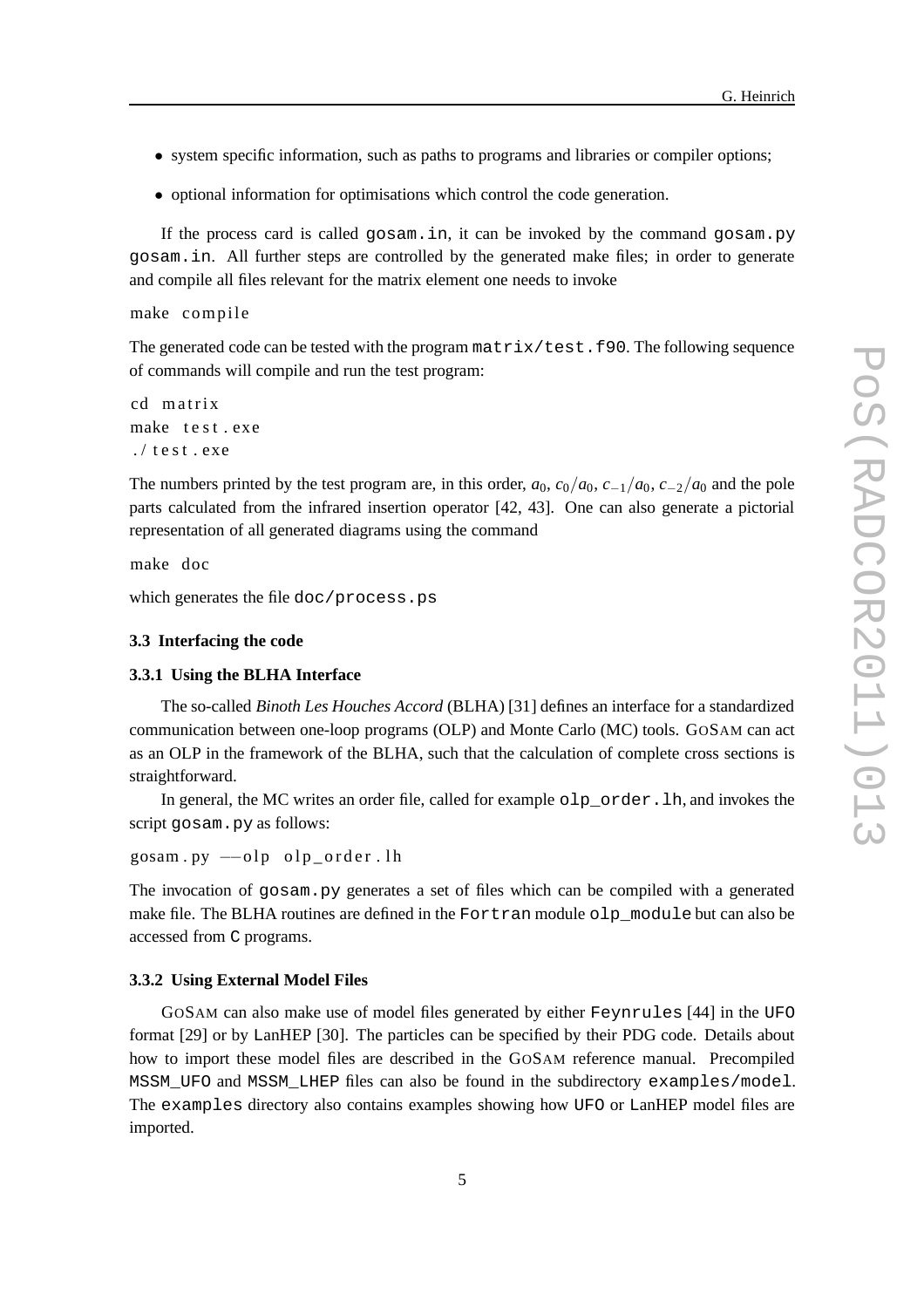- system specific information, such as paths to programs and libraries or compiler options;
- optional information for optimisations which control the code generation.

If the process card is called `gosam.in`, it can be invoked by the command `gosam.py gosam.in`. All further steps are controlled by the generated make files; in order to generate and compile all files relevant for the matrix element one needs to invoke

```
make compile
```

The generated code can be tested with the program `matrix/test.f90`. The following sequence of commands will compile and run the test program:

```
cd matrix
make test.exe
./test.exe
```

The numbers printed by the test program are, in this order, $a_0$, $c_0/a_0$, $c_{-1}/a_0$, $c_{-2}/a_0$ and the pole parts calculated from the infrared insertion operator [42, 43]. One can also generate a pictorial representation of all generated diagrams using the command

```
make doc
```

which generates the file `doc/process.ps`

### 3.3 Interfacing the code

#### 3.3.1 Using the BLHA Interface

The so-called *Binoth Les Houches Accord* (BLHA) [31] defines an interface for a standardized communication between one-loop programs (OLP) and Monte Carlo (MC) tools. GoSam can act as an OLP in the framework of the BLHA, such that the calculation of complete cross sections is straightforward.

In general, the MC writes an order file, called for example `olp_order.lh`, and invokes the script `gosam.py` as follows:

```
gosam.py --olp olp_order.lh
```

The invocation of `gosam.py` generates a set of files which can be compiled with a generated make file. The BLHA routines are defined in the `Fortran` module `olp_module` but can also be accessed from `C` programs.

#### 3.3.2 Using External Model Files

GoSam can also make use of model files generated by either `Feynrules` [44] in the `UFO` format [29] or by LanHEP [30]. The particles can be specified by their PDG code. Details about how to import these model files are described in the GoSam reference manual. Precompiled `MSSM_UFO` and `MSSM_LHEP` files can also be found in the subdirectory `examples/model`. The `examples` directory also contains examples showing how `UFO` or LanHEP model files are imported.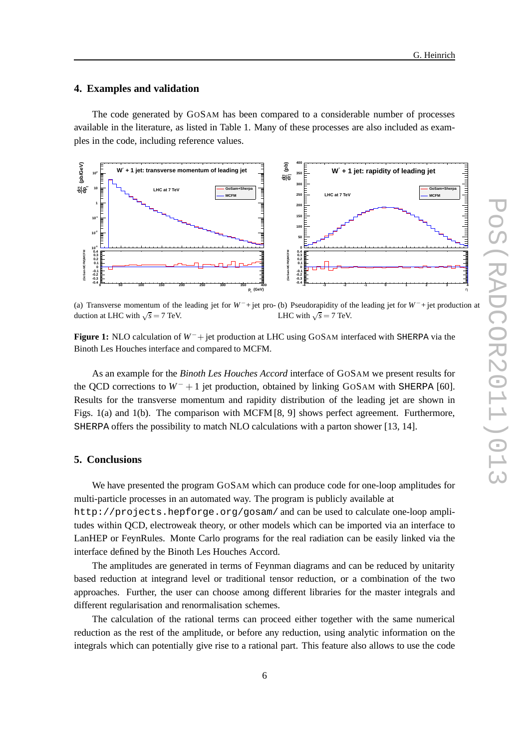## 4. Examples and validation

The code generated by GoSAM has been compared to a considerable number of processes available in the literature, as listed in Table 1. Many of these processes are also included as examples in the code, including reference values.

(a) Transverse momentum of the leading jet for $W^-+$jet production at LHC with $\sqrt{s}=7$ TeV.

(b) Pseudorapidity of the leading jet for $W^-+$jet production at LHC with $\sqrt{s}=7$ TeV.

**Figure 1:** NLO calculation of $W^-+$ jet production at LHC using GoSAM interfaced with SHERPA via the Binoth Les Houches interface and compared to MCFM.

As an example for the *Binoth Les Houches Accord* interface of GoSAM we present results for the QCD corrections to $W^- + 1$ jet production, obtained by linking GoSAM with SHERPA [60]. Results for the transverse momentum and rapidity distribution of the leading jet are shown in Figs. 1(a) and 1(b). The comparison with MCFM [8, 9] shows perfect agreement. Furthermore, SHERPA offers the possibility to match NLO calculations with a parton shower [13, 14].

## 5. Conclusions

We have presented the program GoSAM which can produce code for one-loop amplitudes for multi-particle processes in an automated way. The program is publicly available at
`http://projects.hepforge.org/gosam/` and can be used to calculate one-loop amplitudes within QCD, electroweak theory, or other models which can be imported via an interface to LanHEP or FeynRules. Monte Carlo programs for the real radiation can be easily linked via the interface defined by the Binoth Les Houches Accord.

The amplitudes are generated in terms of Feynman diagrams and can be reduced by unitarity based reduction at integrand level or traditional tensor reduction, or a combination of the two approaches. Further, the user can choose among different libraries for the master integrals and different regularisation and renormalisation schemes.

The calculation of the rational terms can proceed either together with the same numerical reduction as the rest of the amplitude, or before any reduction, using analytic information on the integrals which can potentially give rise to a rational part. This feature also allows to use the code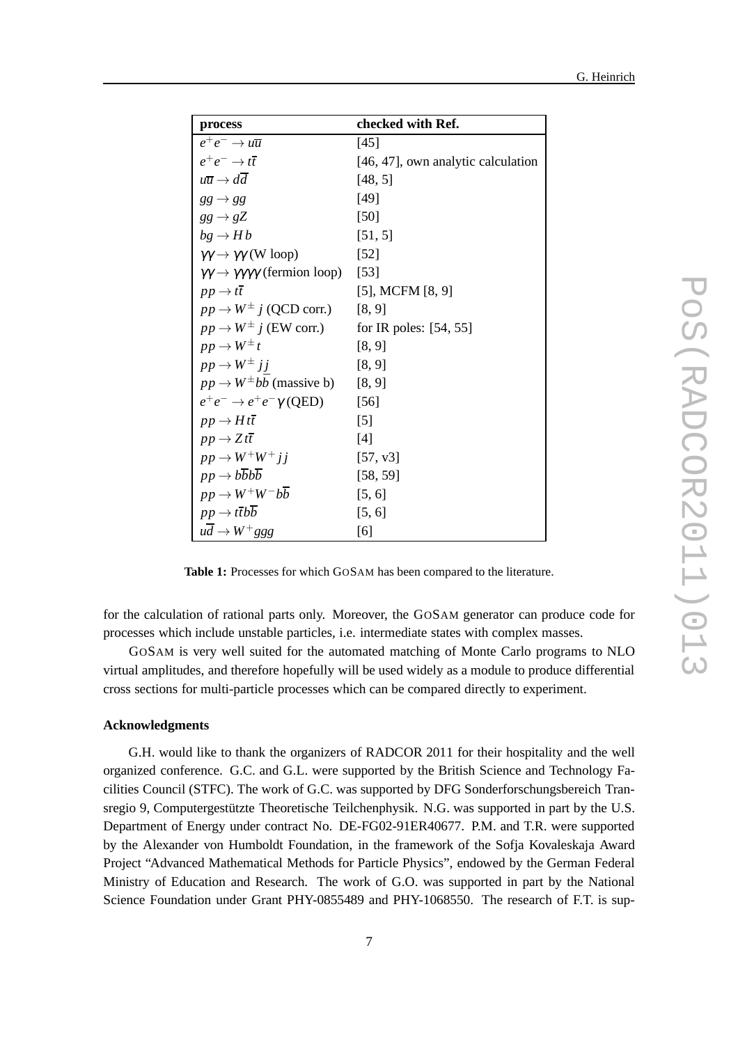| **process** | **checked with Ref.** |
| --- | --- |
| $e^+e^- \to u\overline{u}$ | [45] |
| $e^+e^- \to t\overline{t}$ | [46, 47], own analytic calculation |
| $u\overline{u} \to d\overline{d}$ | [48, 5] |
| $gg \to gg$ | [49] |
| $gg \to gZ$ | [50] |
| $bg \to H\,b$ | [51, 5] |
| $\gamma\gamma \to \gamma\gamma$ (W loop) | [52] |
| $\gamma\gamma \to \gamma\gamma\gamma\gamma$ (fermion loop) | [53] |
| $pp \to t\bar{t}$ | [5], MCFM [8, 9] |
| $pp \to W^{\pm}\,j$ (QCD corr.) | [8, 9] |
| $pp \to W^{\pm}\,j$ (EW corr.) | for IR poles: [54, 55] |
| $pp \to W^{\pm}\,t$ | [8, 9] |
| $pp \to W^{\pm}\,jj$ | [8, 9] |
| $pp \to W^{\pm}b\overline{b}$ (massive b) | [8, 9] |
| $e^+e^- \to e^+e^-\gamma$ (QED) | [56] |
| $pp \to H\,t\bar{t}$ | [5] |
| $pp \to Z\,t\bar{t}$ | [4] |
| $pp \to W^+W^+\,jj$ | [57, v3] |
| $pp \to b\overline{b}b\overline{b}$ | [58, 59] |
| $pp \to W^+W^-b\overline{b}$ | [5, 6] |
| $pp \to t\bar{t}b\overline{b}$ | [5, 6] |
| $u\overline{d} \to W^+ggg$ | [6] |

**Table 1:** Processes for which GoSam has been compared to the literature.

for the calculation of rational parts only. Moreover, the GoSam generator can produce code for processes which include unstable particles, i.e. intermediate states with complex masses.

GoSam is very well suited for the automated matching of Monte Carlo programs to NLO virtual amplitudes, and therefore hopefully will be used widely as a module to produce differential cross sections for multi-particle processes which can be compared directly to experiment.

**Acknowledgments**

G.H. would like to thank the organizers of RADCOR 2011 for their hospitality and the well organized conference. G.C. and G.L. were supported by the British Science and Technology Facilities Council (STFC). The work of G.C. was supported by DFG Sonderforschungsbereich Transregio 9, Computergestützte Theoretische Teilchenphysik. N.G. was supported in part by the U.S. Department of Energy under contract No. DE-FG02-91ER40677. P.M. and T.R. were supported by the Alexander von Humboldt Foundation, in the framework of the Sofja Kovaleskaja Award Project "Advanced Mathematical Methods for Particle Physics", endowed by the German Federal Ministry of Education and Research. The work of G.O. was supported in part by the National Science Foundation under Grant PHY-0855489 and PHY-1068550. The research of F.T. is sup-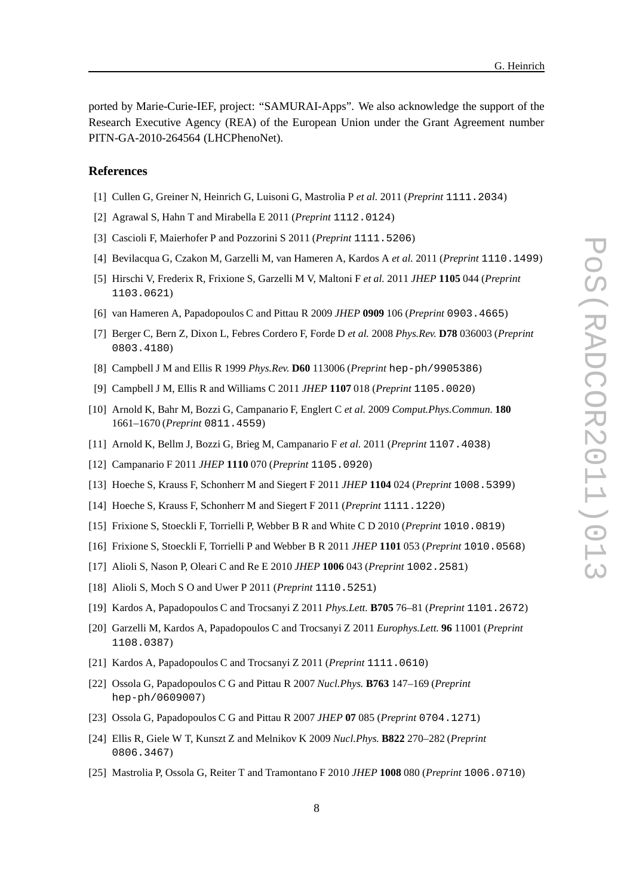ported by Marie-Curie-IEF, project: "SAMURAI-Apps". We also acknowledge the support of the Research Executive Agency (REA) of the European Union under the Grant Agreement number PITN-GA-2010-264564 (LHCPhenoNet).

## References

[1] Cullen G, Greiner N, Heinrich G, Luisoni G, Mastrolia P *et al.* 2011 (*Preprint* 1111.2034)

[2] Agrawal S, Hahn T and Mirabella E 2011 (*Preprint* 1112.0124)

[3] Cascioli F, Maierhofer P and Pozzorini S 2011 (*Preprint* 1111.5206)

[4] Bevilacqua G, Czakon M, Garzelli M, van Hameren A, Kardos A *et al.* 2011 (*Preprint* 1110.1499)

[5] Hirschi V, Frederix R, Frixione S, Garzelli M V, Maltoni F *et al.* 2011 *JHEP* **1105** 044 (*Preprint* 1103.0621)

[6] van Hameren A, Papadopoulos C and Pittau R 2009 *JHEP* **0909** 106 (*Preprint* 0903.4665)

[7] Berger C, Bern Z, Dixon L, Febres Cordero F, Forde D *et al.* 2008 *Phys.Rev.* **D78** 036003 (*Preprint* 0803.4180)

[8] Campbell J M and Ellis R 1999 *Phys.Rev.* **D60** 113006 (*Preprint* hep-ph/9905386)

[9] Campbell J M, Ellis R and Williams C 2011 *JHEP* **1107** 018 (*Preprint* 1105.0020)

[10] Arnold K, Bahr M, Bozzi G, Campanario F, Englert C *et al.* 2009 *Comput.Phys.Commun.* **180** 1661–1670 (*Preprint* 0811.4559)

[11] Arnold K, Bellm J, Bozzi G, Brieg M, Campanario F *et al.* 2011 (*Preprint* 1107.4038)

[12] Campanario F 2011 *JHEP* **1110** 070 (*Preprint* 1105.0920)

[13] Hoeche S, Krauss F, Schonherr M and Siegert F 2011 *JHEP* **1104** 024 (*Preprint* 1008.5399)

[14] Hoeche S, Krauss F, Schonherr M and Siegert F 2011 (*Preprint* 1111.1220)

[15] Frixione S, Stoeckli F, Torrielli P, Webber B R and White C D 2010 (*Preprint* 1010.0819)

[16] Frixione S, Stoeckli F, Torrielli P and Webber B R 2011 *JHEP* **1101** 053 (*Preprint* 1010.0568)

[17] Alioli S, Nason P, Oleari C and Re E 2010 *JHEP* **1006** 043 (*Preprint* 1002.2581)

[18] Alioli S, Moch S O and Uwer P 2011 (*Preprint* 1110.5251)

[19] Kardos A, Papadopoulos C and Trocsanyi Z 2011 *Phys.Lett.* **B705** 76–81 (*Preprint* 1101.2672)

[20] Garzelli M, Kardos A, Papadopoulos C and Trocsanyi Z 2011 *Europhys.Lett.* **96** 11001 (*Preprint* 1108.0387)

[21] Kardos A, Papadopoulos C and Trocsanyi Z 2011 (*Preprint* 1111.0610)

[22] Ossola G, Papadopoulos C G and Pittau R 2007 *Nucl.Phys.* **B763** 147–169 (*Preprint* hep-ph/0609007)

[23] Ossola G, Papadopoulos C G and Pittau R 2007 *JHEP* **07** 085 (*Preprint* 0704.1271)

[24] Ellis R, Giele W T, Kunszt Z and Melnikov K 2009 *Nucl.Phys.* **B822** 270–282 (*Preprint* 0806.3467)

[25] Mastrolia P, Ossola G, Reiter T and Tramontano F 2010 *JHEP* **1008** 080 (*Preprint* 1006.0710)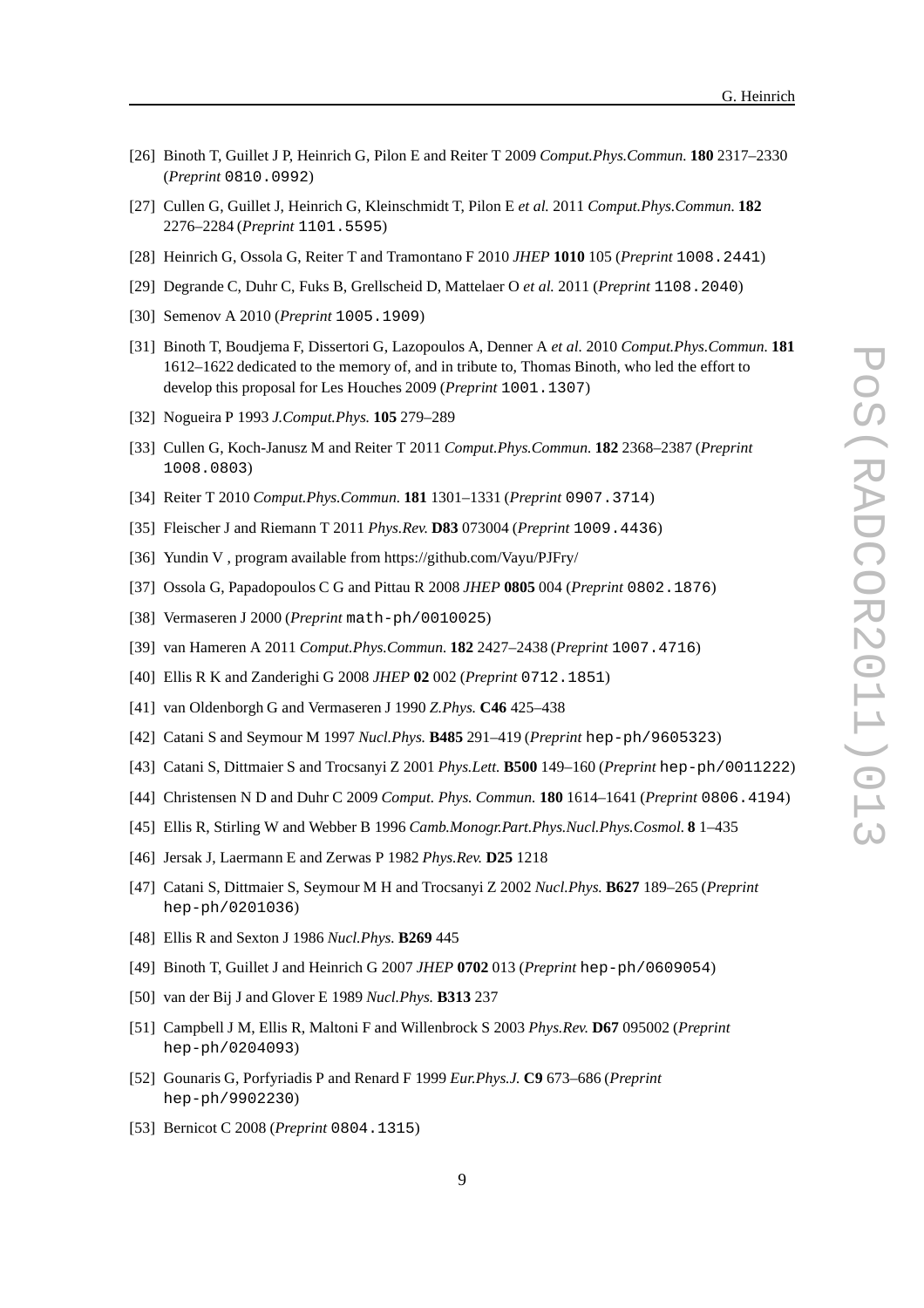[26] Binoth T, Guillet J P, Heinrich G, Pilon E and Reiter T 2009 *Comput.Phys.Commun.* **180** 2317–2330 (*Preprint* 0810.0992)

[27] Cullen G, Guillet J, Heinrich G, Kleinschmidt T, Pilon E *et al.* 2011 *Comput.Phys.Commun.* **182** 2276–2284 (*Preprint* 1101.5595)

[28] Heinrich G, Ossola G, Reiter T and Tramontano F 2010 *JHEP* **1010** 105 (*Preprint* 1008.2441)

[29] Degrande C, Duhr C, Fuks B, Grellscheid D, Mattelaer O *et al.* 2011 (*Preprint* 1108.2040)

[30] Semenov A 2010 (*Preprint* 1005.1909)

[31] Binoth T, Boudjema F, Dissertori G, Lazopoulos A, Denner A *et al.* 2010 *Comput.Phys.Commun.* **181** 1612–1622 dedicated to the memory of, and in tribute to, Thomas Binoth, who led the effort to develop this proposal for Les Houches 2009 (*Preprint* 1001.1307)

[32] Nogueira P 1993 *J.Comput.Phys.* **105** 279–289

[33] Cullen G, Koch-Janusz M and Reiter T 2011 *Comput.Phys.Commun.* **182** 2368–2387 (*Preprint* 1008.0803)

[34] Reiter T 2010 *Comput.Phys.Commun.* **181** 1301–1331 (*Preprint* 0907.3714)

[35] Fleischer J and Riemann T 2011 *Phys.Rev.* **D83** 073004 (*Preprint* 1009.4436)

[36] Yundin V , program available from https://github.com/Vayu/PJFry/

[37] Ossola G, Papadopoulos C G and Pittau R 2008 *JHEP* **0805** 004 (*Preprint* 0802.1876)

[38] Vermaseren J 2000 (*Preprint* math-ph/0010025)

[39] van Hameren A 2011 *Comput.Phys.Commun.* **182** 2427–2438 (*Preprint* 1007.4716)

[40] Ellis R K and Zanderighi G 2008 *JHEP* **02** 002 (*Preprint* 0712.1851)

[41] van Oldenborgh G and Vermaseren J 1990 *Z.Phys.* **C46** 425–438

[42] Catani S and Seymour M 1997 *Nucl.Phys.* **B485** 291–419 (*Preprint* hep-ph/9605323)

[43] Catani S, Dittmaier S and Trocsanyi Z 2001 *Phys.Lett.* **B500** 149–160 (*Preprint* hep-ph/0011222)

[44] Christensen N D and Duhr C 2009 *Comput. Phys. Commun.* **180** 1614–1641 (*Preprint* 0806.4194)

[45] Ellis R, Stirling W and Webber B 1996 *Camb.Monogr.Part.Phys.Nucl.Phys.Cosmol.* **8** 1–435

[46] Jersak J, Laermann E and Zerwas P 1982 *Phys.Rev.* **D25** 1218

[47] Catani S, Dittmaier S, Seymour M H and Trocsanyi Z 2002 *Nucl.Phys.* **B627** 189–265 (*Preprint* hep-ph/0201036)

[48] Ellis R and Sexton J 1986 *Nucl.Phys.* **B269** 445

[49] Binoth T, Guillet J and Heinrich G 2007 *JHEP* **0702** 013 (*Preprint* hep-ph/0609054)

[50] van der Bij J and Glover E 1989 *Nucl.Phys.* **B313** 237

[51] Campbell J M, Ellis R, Maltoni F and Willenbrock S 2003 *Phys.Rev.* **D67** 095002 (*Preprint* hep-ph/0204093)

[52] Gounaris G, Porfyriadis P and Renard F 1999 *Eur.Phys.J.* **C9** 673–686 (*Preprint* hep-ph/9902230)

[53] Bernicot C 2008 (*Preprint* 0804.1315)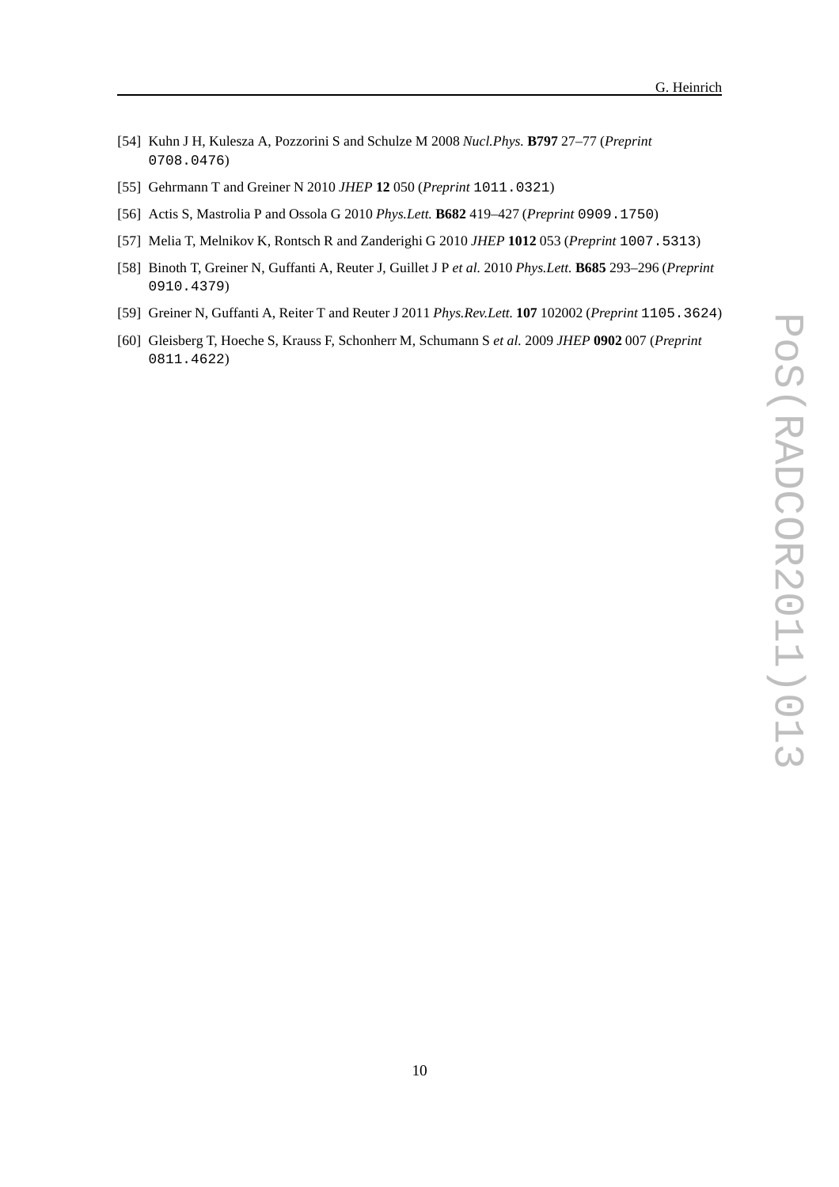[54] Kuhn J H, Kulesza A, Pozzorini S and Schulze M 2008 *Nucl.Phys.* **B797** 27–77 (*Preprint* 0708.0476)

[55] Gehrmann T and Greiner N 2010 *JHEP* **12** 050 (*Preprint* 1011.0321)

[56] Actis S, Mastrolia P and Ossola G 2010 *Phys.Lett.* **B682** 419–427 (*Preprint* 0909.1750)

[57] Melia T, Melnikov K, Rontsch R and Zanderighi G 2010 *JHEP* **1012** 053 (*Preprint* 1007.5313)

[58] Binoth T, Greiner N, Guffanti A, Reuter J, Guillet J P *et al.* 2010 *Phys.Lett.* **B685** 293–296 (*Preprint* 0910.4379)

[59] Greiner N, Guffanti A, Reiter T and Reuter J 2011 *Phys.Rev.Lett.* **107** 102002 (*Preprint* 1105.3624)

[60] Gleisberg T, Hoeche S, Krauss F, Schonherr M, Schumann S *et al.* 2009 *JHEP* **0902** 007 (*Preprint* 0811.4622)